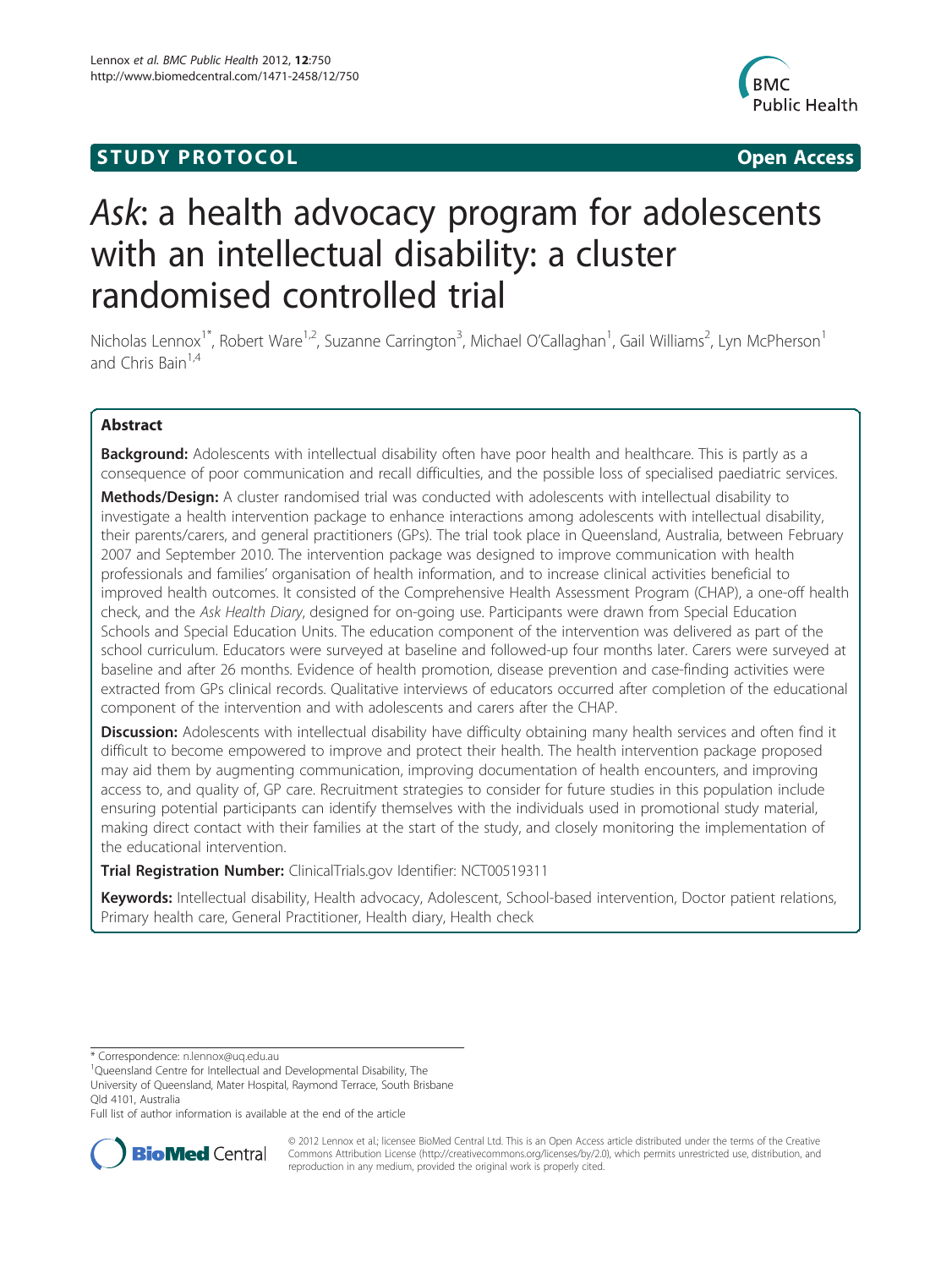STUDY PROTOCOL Open Access

# *Ask*: a health advocacy program for adolescents with an intellectual disability: a cluster randomised controlled trial

Nicholas Lennox[1*], Robert Ware[1,2], Suzanne Carrington[3], Michael O'Callaghan[1], Gail Williams[2], Lyn McPherson[1] and Chris Bain[1,4]

## Abstract

**Background:** Adolescents with intellectual disability often have poor health and healthcare. This is partly as a consequence of poor communication and recall difficulties, and the possible loss of specialised paediatric services.

**Methods/Design:** A cluster randomised trial was conducted with adolescents with intellectual disability to investigate a health intervention package to enhance interactions among adolescents with intellectual disability, their parents/carers, and general practitioners (GPs). The trial took place in Queensland, Australia, between February 2007 and September 2010. The intervention package was designed to improve communication with health professionals and families' organisation of health information, and to increase clinical activities beneficial to improved health outcomes. It consisted of the Comprehensive Health Assessment Program (CHAP), a one-off health check, and the *Ask Health Diary*, designed for on-going use. Participants were drawn from Special Education Schools and Special Education Units. The education component of the intervention was delivered as part of the school curriculum. Educators were surveyed at baseline and followed-up four months later. Carers were surveyed at baseline and after 26 months. Evidence of health promotion, disease prevention and case-finding activities were extracted from GPs clinical records. Qualitative interviews of educators occurred after completion of the educational component of the intervention and with adolescents and carers after the CHAP.

**Discussion:** Adolescents with intellectual disability have difficulty obtaining many health services and often find it difficult to become empowered to improve and protect their health. The health intervention package proposed may aid them by augmenting communication, improving documentation of health encounters, and improving access to, and quality of, GP care. Recruitment strategies to consider for future studies in this population include ensuring potential participants can identify themselves with the individuals used in promotional study material, making direct contact with their families at the start of the study, and closely monitoring the implementation of the educational intervention.

**Trial Registration Number:** ClinicalTrials.gov Identifier: NCT00519311

**Keywords:** Intellectual disability, Health advocacy, Adolescent, School-based intervention, Doctor patient relations, Primary health care, General Practitioner, Health diary, Health check

---

* Correspondence: n.lennox@uq.edu.au
[1]Queensland Centre for Intellectual and Developmental Disability, The University of Queensland, Mater Hospital, Raymond Terrace, South Brisbane Qld 4101, Australia
Full list of author information is available at the end of the article

© 2012 Lennox et al.; licensee BioMed Central Ltd. This is an Open Access article distributed under the terms of the Creative Commons Attribution License (http://creativecommons.org/licenses/by/2.0), which permits unrestricted use, distribution, and reproduction in any medium, provided the original work is properly cited.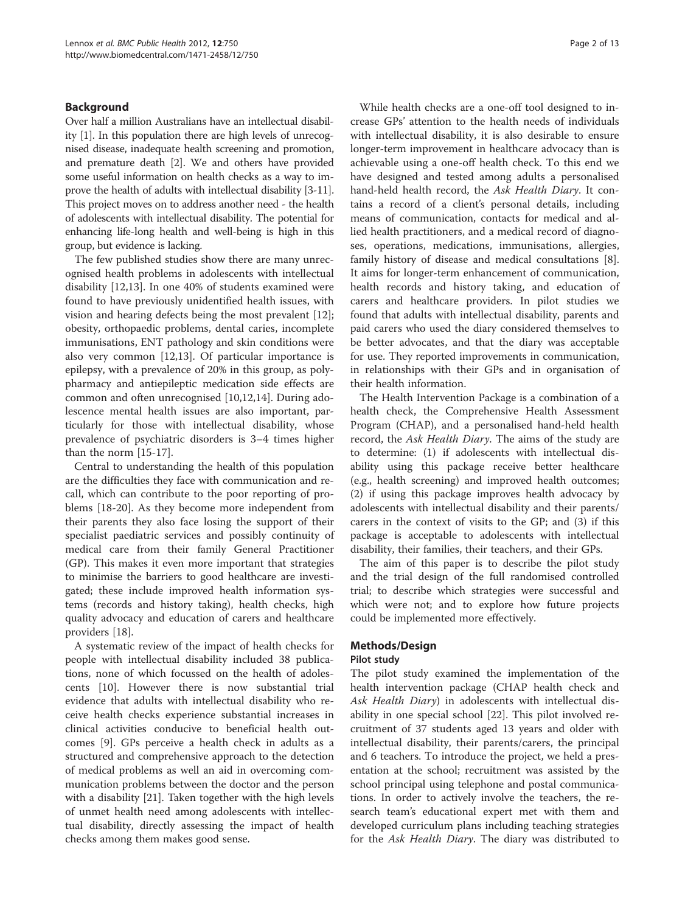## Background

Over half a million Australians have an intellectual disability [1]. In this population there are high levels of unrecognised disease, inadequate health screening and promotion, and premature death [2]. We and others have provided some useful information on health checks as a way to improve the health of adults with intellectual disability [3-11]. This project moves on to address another need - the health of adolescents with intellectual disability. The potential for enhancing life-long health and well-being is high in this group, but evidence is lacking.

The few published studies show there are many unrecognised health problems in adolescents with intellectual disability [12,13]. In one 40% of students examined were found to have previously unidentified health issues, with vision and hearing defects being the most prevalent [12]; obesity, orthopaedic problems, dental caries, incomplete immunisations, ENT pathology and skin conditions were also very common [12,13]. Of particular importance is epilepsy, with a prevalence of 20% in this group, as polypharmacy and antiepileptic medication side effects are common and often unrecognised [10,12,14]. During adolescence mental health issues are also important, particularly for those with intellectual disability, whose prevalence of psychiatric disorders is 3–4 times higher than the norm [15-17].

Central to understanding the health of this population are the difficulties they face with communication and recall, which can contribute to the poor reporting of problems [18-20]. As they become more independent from their parents they also face losing the support of their specialist paediatric services and possibly continuity of medical care from their family General Practitioner (GP). This makes it even more important that strategies to minimise the barriers to good healthcare are investigated; these include improved health information systems (records and history taking), health checks, high quality advocacy and education of carers and healthcare providers [18].

A systematic review of the impact of health checks for people with intellectual disability included 38 publications, none of which focussed on the health of adolescents [10]. However there is now substantial trial evidence that adults with intellectual disability who receive health checks experience substantial increases in clinical activities conducive to beneficial health outcomes [9]. GPs perceive a health check in adults as a structured and comprehensive approach to the detection of medical problems as well an aid in overcoming communication problems between the doctor and the person with a disability [21]. Taken together with the high levels of unmet health need among adolescents with intellectual disability, directly assessing the impact of health checks among them makes good sense.

While health checks are a one-off tool designed to increase GPs' attention to the health needs of individuals with intellectual disability, it is also desirable to ensure longer-term improvement in healthcare advocacy than is achievable using a one-off health check. To this end we have designed and tested among adults a personalised hand-held health record, the *Ask Health Diary*. It contains a record of a client's personal details, including means of communication, contacts for medical and allied health practitioners, and a medical record of diagnoses, operations, medications, immunisations, allergies, family history of disease and medical consultations [8]. It aims for longer-term enhancement of communication, health records and history taking, and education of carers and healthcare providers. In pilot studies we found that adults with intellectual disability, parents and paid carers who used the diary considered themselves to be better advocates, and that the diary was acceptable for use. They reported improvements in communication, in relationships with their GPs and in organisation of their health information.

The Health Intervention Package is a combination of a health check, the Comprehensive Health Assessment Program (CHAP), and a personalised hand-held health record, the *Ask Health Diary*. The aims of the study are to determine: (1) if adolescents with intellectual disability using this package receive better healthcare (e.g., health screening) and improved health outcomes; (2) if using this package improves health advocacy by adolescents with intellectual disability and their parents/carers in the context of visits to the GP; and (3) if this package is acceptable to adolescents with intellectual disability, their families, their teachers, and their GPs.

The aim of this paper is to describe the pilot study and the trial design of the full randomised controlled trial; to describe which strategies were successful and which were not; and to explore how future projects could be implemented more effectively.

## Methods/Design

### Pilot study

The pilot study examined the implementation of the health intervention package (CHAP health check and *Ask Health Diary*) in adolescents with intellectual disability in one special school [22]. This pilot involved recruitment of 37 students aged 13 years and older with intellectual disability, their parents/carers, the principal and 6 teachers. To introduce the project, we held a presentation at the school; recruitment was assisted by the school principal using telephone and postal communications. In order to actively involve the teachers, the research team's educational expert met with them and developed curriculum plans including teaching strategies for the *Ask Health Diary*. The diary was distributed to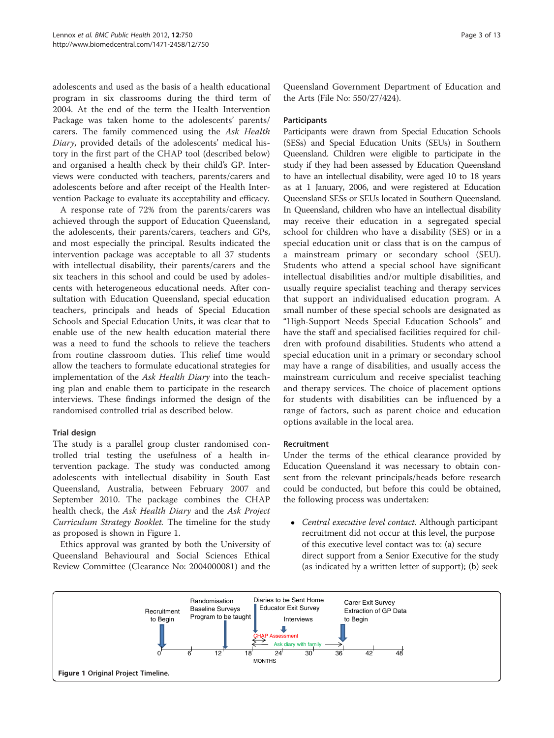adolescents and used as the basis of a health educational program in six classrooms during the third term of 2004. At the end of the term the Health Intervention Package was taken home to the adolescents' parents/carers. The family commenced using the *Ask Health Diary*, provided details of the adolescents' medical history in the first part of the CHAP tool (described below) and organised a health check by their child's GP. Interviews were conducted with teachers, parents/carers and adolescents before and after receipt of the Health Intervention Package to evaluate its acceptability and efficacy.

A response rate of 72% from the parents/carers was achieved through the support of Education Queensland, the adolescents, their parents/carers, teachers and GPs, and most especially the principal. Results indicated the intervention package was acceptable to all 37 students with intellectual disability, their parents/carers and the six teachers in this school and could be used by adolescents with heterogeneous educational needs. After consultation with Education Queensland, special education teachers, principals and heads of Special Education Schools and Special Education Units, it was clear that to enable use of the new health education material there was a need to fund the schools to relieve the teachers from routine classroom duties. This relief time would allow the teachers to formulate educational strategies for implementation of the *Ask Health Diary* into the teaching plan and enable them to participate in the research interviews. These findings informed the design of the randomised controlled trial as described below.

### Trial design

The study is a parallel group cluster randomised controlled trial testing the usefulness of a health intervention package. The study was conducted among adolescents with intellectual disability in South East Queensland, Australia, between February 2007 and September 2010. The package combines the CHAP health check, the *Ask Health Diary* and the *Ask Project Curriculum Strategy Booklet*. The timeline for the study as proposed is shown in Figure 1.

Ethics approval was granted by both the University of Queensland Behavioural and Social Sciences Ethical Review Committee (Clearance No: 2004000081) and the Queensland Government Department of Education and the Arts (File No: 550/27/424).

### Participants

Participants were drawn from Special Education Schools (SESs) and Special Education Units (SEUs) in Southern Queensland. Children were eligible to participate in the study if they had been assessed by Education Queensland to have an intellectual disability, were aged 10 to 18 years as at 1 January, 2006, and were registered at Education Queensland SESs or SEUs located in Southern Queensland. In Queensland, children who have an intellectual disability may receive their education in a segregated special school for children who have a disability (SES) or in a special education unit or class that is on the campus of a mainstream primary or secondary school (SEU). Students who attend a special school have significant intellectual disabilities and/or multiple disabilities, and usually require specialist teaching and therapy services that support an individualised education program. A small number of these special schools are designated as "High-Support Needs Special Education Schools" and have the staff and specialised facilities required for children with profound disabilities. Students who attend a special education unit in a primary or secondary school may have a range of disabilities, and usually access the mainstream curriculum and receive specialist teaching and therapy services. The choice of placement options for students with disabilities can be influenced by a range of factors, such as parent choice and education options available in the local area.

### Recruitment

Under the terms of the ethical clearance provided by Education Queensland it was necessary to obtain consent from the relevant principals/heads before research could be conducted, but before this could be obtained, the following process was undertaken:

- *Central executive level contact.* Although participant recruitment did not occur at this level, the purpose of this executive level contact was to: (a) secure direct support from a Senior Executive for the study (as indicated by a written letter of support); (b) seek

**Figure 1** Original Project Timeline.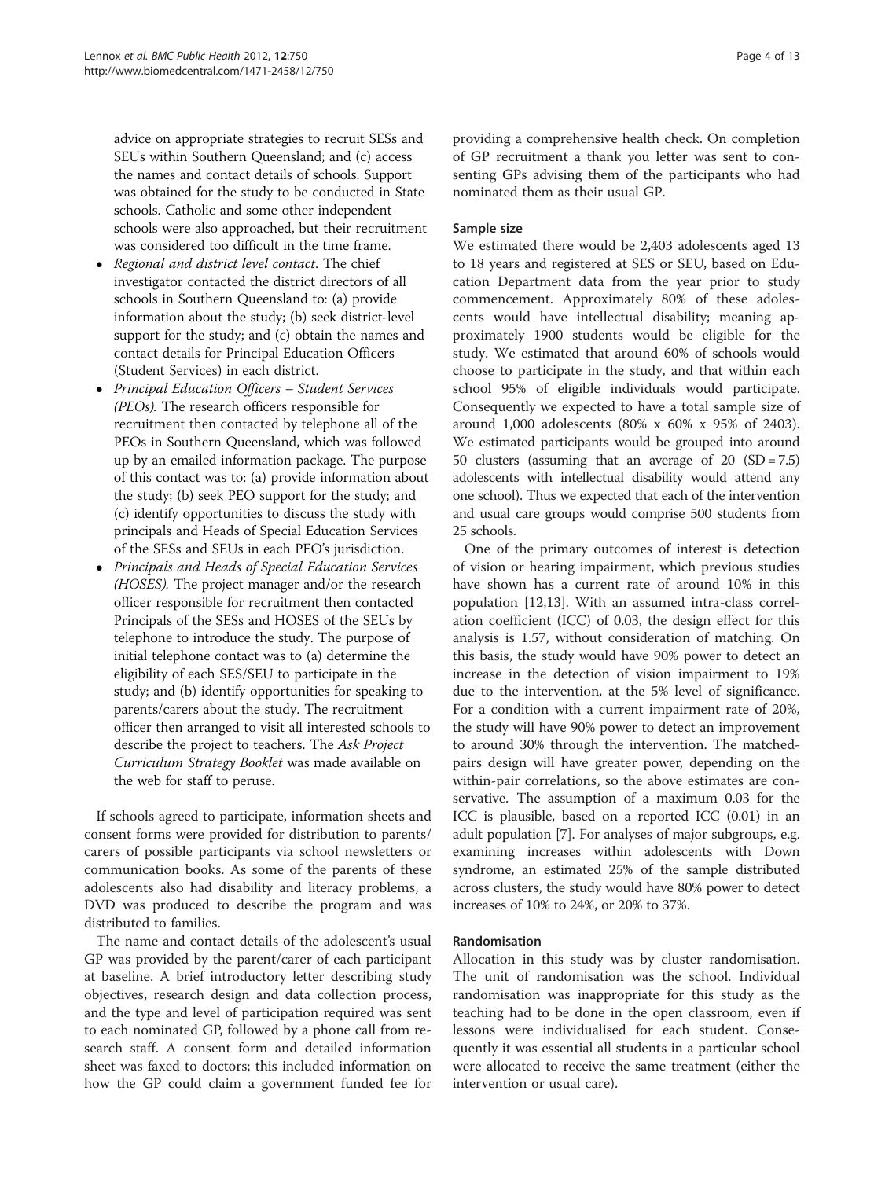advice on appropriate strategies to recruit SESs and SEUs within Southern Queensland; and (c) access the names and contact details of schools. Support was obtained for the study to be conducted in State schools. Catholic and some other independent schools were also approached, but their recruitment was considered too difficult in the time frame.

- *Regional and district level contact.* The chief investigator contacted the district directors of all schools in Southern Queensland to: (a) provide information about the study; (b) seek district-level support for the study; and (c) obtain the names and contact details for Principal Education Officers (Student Services) in each district.
- *Principal Education Officers – Student Services (PEOs).* The research officers responsible for recruitment then contacted by telephone all of the PEOs in Southern Queensland, which was followed up by an emailed information package. The purpose of this contact was to: (a) provide information about the study; (b) seek PEO support for the study; and (c) identify opportunities to discuss the study with principals and Heads of Special Education Services of the SESs and SEUs in each PEO's jurisdiction.
- *Principals and Heads of Special Education Services (HOSES).* The project manager and/or the research officer responsible for recruitment then contacted Principals of the SESs and HOSES of the SEUs by telephone to introduce the study. The purpose of initial telephone contact was to (a) determine the eligibility of each SES/SEU to participate in the study; and (b) identify opportunities for speaking to parents/carers about the study. The recruitment officer then arranged to visit all interested schools to describe the project to teachers. The *Ask Project Curriculum Strategy Booklet* was made available on the web for staff to peruse.

If schools agreed to participate, information sheets and consent forms were provided for distribution to parents/carers of possible participants via school newsletters or communication books. As some of the parents of these adolescents also had disability and literacy problems, a DVD was produced to describe the program and was distributed to families.

The name and contact details of the adolescent's usual GP was provided by the parent/carer of each participant at baseline. A brief introductory letter describing study objectives, research design and data collection process, and the type and level of participation required was sent to each nominated GP, followed by a phone call from research staff. A consent form and detailed information sheet was faxed to doctors; this included information on how the GP could claim a government funded fee for providing a comprehensive health check. On completion of GP recruitment a thank you letter was sent to consenting GPs advising them of the participants who had nominated them as their usual GP.

### Sample size

We estimated there would be 2,403 adolescents aged 13 to 18 years and registered at SES or SEU, based on Education Department data from the year prior to study commencement. Approximately 80% of these adolescents would have intellectual disability; meaning approximately 1900 students would be eligible for the study. We estimated that around 60% of schools would choose to participate in the study, and that within each school 95% of eligible individuals would participate. Consequently we expected to have a total sample size of around 1,000 adolescents (80% x 60% x 95% of 2403). We estimated participants would be grouped into around 50 clusters (assuming that an average of 20 (SD = 7.5) adolescents with intellectual disability would attend any one school). Thus we expected that each of the intervention and usual care groups would comprise 500 students from 25 schools.

One of the primary outcomes of interest is detection of vision or hearing impairment, which previous studies have shown has a current rate of around 10% in this population [12,13]. With an assumed intra-class correlation coefficient (ICC) of 0.03, the design effect for this analysis is 1.57, without consideration of matching. On this basis, the study would have 90% power to detect an increase in the detection of vision impairment to 19% due to the intervention, at the 5% level of significance. For a condition with a current impairment rate of 20%, the study will have 90% power to detect an improvement to around 30% through the intervention. The matched-pairs design will have greater power, depending on the within-pair correlations, so the above estimates are conservative. The assumption of a maximum 0.03 for the ICC is plausible, based on a reported ICC (0.01) in an adult population [7]. For analyses of major subgroups, e.g. examining increases within adolescents with Down syndrome, an estimated 25% of the sample distributed across clusters, the study would have 80% power to detect increases of 10% to 24%, or 20% to 37%.

### Randomisation

Allocation in this study was by cluster randomisation. The unit of randomisation was the school. Individual randomisation was inappropriate for this study as the teaching had to be done in the open classroom, even if lessons were individualised for each student. Consequently it was essential all students in a particular school were allocated to receive the same treatment (either the intervention or usual care).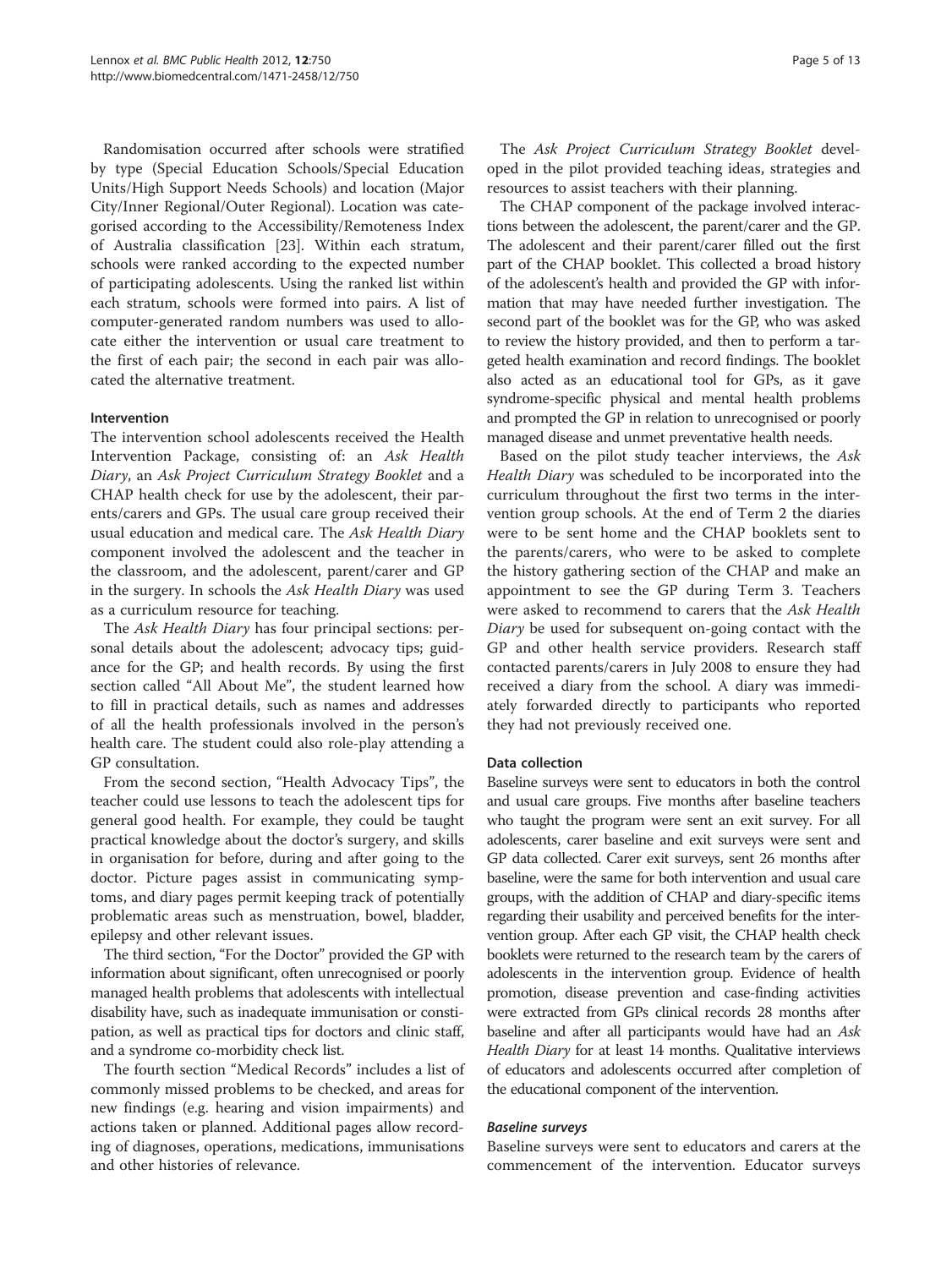Randomisation occurred after schools were stratified by type (Special Education Schools/Special Education Units/High Support Needs Schools) and location (Major City/Inner Regional/Outer Regional). Location was categorised according to the Accessibility/Remoteness Index of Australia classification [23]. Within each stratum, schools were ranked according to the expected number of participating adolescents. Using the ranked list within each stratum, schools were formed into pairs. A list of computer-generated random numbers was used to allocate either the intervention or usual care treatment to the first of each pair; the second in each pair was allocated the alternative treatment.

### Intervention

The intervention school adolescents received the Health Intervention Package, consisting of: an *Ask Health Diary*, an *Ask Project Curriculum Strategy Booklet* and a CHAP health check for use by the adolescent, their parents/carers and GPs. The usual care group received their usual education and medical care. The *Ask Health Diary* component involved the adolescent and the teacher in the classroom, and the adolescent, parent/carer and GP in the surgery. In schools the *Ask Health Diary* was used as a curriculum resource for teaching.

The *Ask Health Diary* has four principal sections: personal details about the adolescent; advocacy tips; guidance for the GP; and health records. By using the first section called "All About Me", the student learned how to fill in practical details, such as names and addresses of all the health professionals involved in the person's health care. The student could also role-play attending a GP consultation.

From the second section, "Health Advocacy Tips", the teacher could use lessons to teach the adolescent tips for general good health. For example, they could be taught practical knowledge about the doctor's surgery, and skills in organisation for before, during and after going to the doctor. Picture pages assist in communicating symptoms, and diary pages permit keeping track of potentially problematic areas such as menstruation, bowel, bladder, epilepsy and other relevant issues.

The third section, "For the Doctor" provided the GP with information about significant, often unrecognised or poorly managed health problems that adolescents with intellectual disability have, such as inadequate immunisation or constipation, as well as practical tips for doctors and clinic staff, and a syndrome co-morbidity check list.

The fourth section "Medical Records" includes a list of commonly missed problems to be checked, and areas for new findings (e.g. hearing and vision impairments) and actions taken or planned. Additional pages allow recording of diagnoses, operations, medications, immunisations and other histories of relevance.

The *Ask Project Curriculum Strategy Booklet* developed in the pilot provided teaching ideas, strategies and resources to assist teachers with their planning.

The CHAP component of the package involved interactions between the adolescent, the parent/carer and the GP. The adolescent and their parent/carer filled out the first part of the CHAP booklet. This collected a broad history of the adolescent's health and provided the GP with information that may have needed further investigation. The second part of the booklet was for the GP, who was asked to review the history provided, and then to perform a targeted health examination and record findings. The booklet also acted as an educational tool for GPs, as it gave syndrome-specific physical and mental health problems and prompted the GP in relation to unrecognised or poorly managed disease and unmet preventative health needs.

Based on the pilot study teacher interviews, the *Ask Health Diary* was scheduled to be incorporated into the curriculum throughout the first two terms in the intervention group schools. At the end of Term 2 the diaries were to be sent home and the CHAP booklets sent to the parents/carers, who were to be asked to complete the history gathering section of the CHAP and make an appointment to see the GP during Term 3. Teachers were asked to recommend to carers that the *Ask Health Diary* be used for subsequent on-going contact with the GP and other health service providers. Research staff contacted parents/carers in July 2008 to ensure they had received a diary from the school. A diary was immediately forwarded directly to participants who reported they had not previously received one.

### Data collection

Baseline surveys were sent to educators in both the control and usual care groups. Five months after baseline teachers who taught the program were sent an exit survey. For all adolescents, carer baseline and exit surveys were sent and GP data collected. Carer exit surveys, sent 26 months after baseline, were the same for both intervention and usual care groups, with the addition of CHAP and diary-specific items regarding their usability and perceived benefits for the intervention group. After each GP visit, the CHAP health check booklets were returned to the research team by the carers of adolescents in the intervention group. Evidence of health promotion, disease prevention and case-finding activities were extracted from GPs clinical records 28 months after baseline and after all participants would have had an *Ask Health Diary* for at least 14 months. Qualitative interviews of educators and adolescents occurred after completion of the educational component of the intervention.

#### *Baseline surveys*

Baseline surveys were sent to educators and carers at the commencement of the intervention. Educator surveys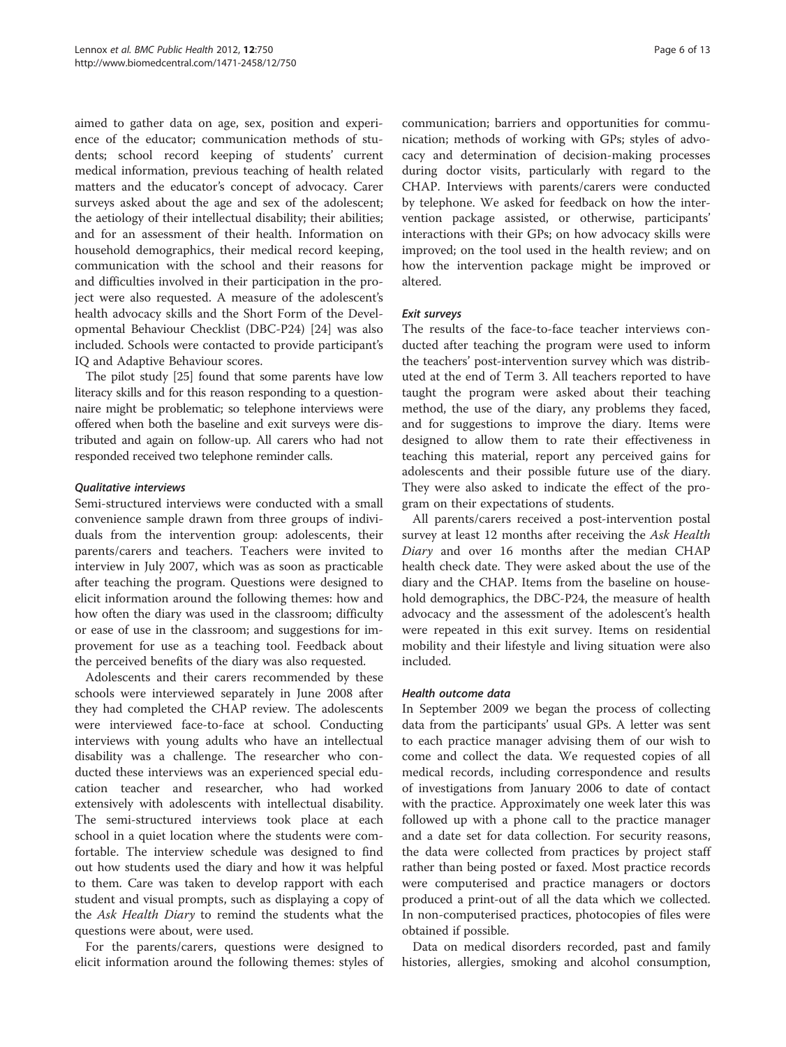aimed to gather data on age, sex, position and experience of the educator; communication methods of students; school record keeping of students' current medical information, previous teaching of health related matters and the educator's concept of advocacy. Carer surveys asked about the age and sex of the adolescent; the aetiology of their intellectual disability; their abilities; and for an assessment of their health. Information on household demographics, their medical record keeping, communication with the school and their reasons for and difficulties involved in their participation in the project were also requested. A measure of the adolescent's health advocacy skills and the Short Form of the Developmental Behaviour Checklist (DBC-P24) [24] was also included. Schools were contacted to provide participant's IQ and Adaptive Behaviour scores.

The pilot study [25] found that some parents have low literacy skills and for this reason responding to a questionnaire might be problematic; so telephone interviews were offered when both the baseline and exit surveys were distributed and again on follow-up. All carers who had not responded received two telephone reminder calls.

#### *Qualitative interviews*

Semi-structured interviews were conducted with a small convenience sample drawn from three groups of individuals from the intervention group: adolescents, their parents/carers and teachers. Teachers were invited to interview in July 2007, which was as soon as practicable after teaching the program. Questions were designed to elicit information around the following themes: how and how often the diary was used in the classroom; difficulty or ease of use in the classroom; and suggestions for improvement for use as a teaching tool. Feedback about the perceived benefits of the diary was also requested.

Adolescents and their carers recommended by these schools were interviewed separately in June 2008 after they had completed the CHAP review. The adolescents were interviewed face-to-face at school. Conducting interviews with young adults who have an intellectual disability was a challenge. The researcher who conducted these interviews was an experienced special education teacher and researcher, who had worked extensively with adolescents with intellectual disability. The semi-structured interviews took place at each school in a quiet location where the students were comfortable. The interview schedule was designed to find out how students used the diary and how it was helpful to them. Care was taken to develop rapport with each student and visual prompts, such as displaying a copy of the *Ask Health Diary* to remind the students what the questions were about, were used.

For the parents/carers, questions were designed to elicit information around the following themes: styles of communication; barriers and opportunities for communication; methods of working with GPs; styles of advocacy and determination of decision-making processes during doctor visits, particularly with regard to the CHAP. Interviews with parents/carers were conducted by telephone. We asked for feedback on how the intervention package assisted, or otherwise, participants' interactions with their GPs; on how advocacy skills were improved; on the tool used in the health review; and on how the intervention package might be improved or altered.

#### *Exit surveys*

The results of the face-to-face teacher interviews conducted after teaching the program were used to inform the teachers' post-intervention survey which was distributed at the end of Term 3. All teachers reported to have taught the program were asked about their teaching method, the use of the diary, any problems they faced, and for suggestions to improve the diary. Items were designed to allow them to rate their effectiveness in teaching this material, report any perceived gains for adolescents and their possible future use of the diary. They were also asked to indicate the effect of the program on their expectations of students.

All parents/carers received a post-intervention postal survey at least 12 months after receiving the *Ask Health Diary* and over 16 months after the median CHAP health check date. They were asked about the use of the diary and the CHAP. Items from the baseline on household demographics, the DBC-P24, the measure of health advocacy and the assessment of the adolescent's health were repeated in this exit survey. Items on residential mobility and their lifestyle and living situation were also included.

#### *Health outcome data*

In September 2009 we began the process of collecting data from the participants' usual GPs. A letter was sent to each practice manager advising them of our wish to come and collect the data. We requested copies of all medical records, including correspondence and results of investigations from January 2006 to date of contact with the practice. Approximately one week later this was followed up with a phone call to the practice manager and a date set for data collection. For security reasons, the data were collected from practices by project staff rather than being posted or faxed. Most practice records were computerised and practice managers or doctors produced a print-out of all the data which we collected. In non-computerised practices, photocopies of files were obtained if possible.

Data on medical disorders recorded, past and family histories, allergies, smoking and alcohol consumption,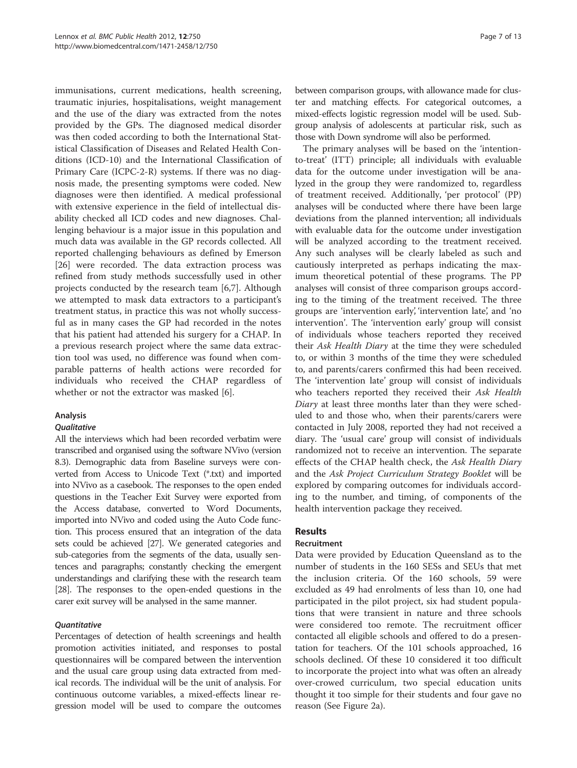immunisations, current medications, health screening, traumatic injuries, hospitalisations, weight management and the use of the diary was extracted from the notes provided by the GPs. The diagnosed medical disorder was then coded according to both the International Statistical Classification of Diseases and Related Health Conditions (ICD-10) and the International Classification of Primary Care (ICPC-2-R) systems. If there was no diagnosis made, the presenting symptoms were coded. New diagnoses were then identified. A medical professional with extensive experience in the field of intellectual disability checked all ICD codes and new diagnoses. Challenging behaviour is a major issue in this population and much data was available in the GP records collected. All reported challenging behaviours as defined by Emerson [26] were recorded. The data extraction process was refined from study methods successfully used in other projects conducted by the research team [6,7]. Although we attempted to mask data extractors to a participant's treatment status, in practice this was not wholly successful as in many cases the GP had recorded in the notes that his patient had attended his surgery for a CHAP. In a previous research project where the same data extraction tool was used, no difference was found when comparable patterns of health actions were recorded for individuals who received the CHAP regardless of whether or not the extractor was masked [6].

## Analysis

### *Qualitative*

All the interviews which had been recorded verbatim were transcribed and organised using the software NVivo (version 8.3). Demographic data from Baseline surveys were converted from Access to Unicode Text (*.txt) and imported into NVivo as a casebook. The responses to the open ended questions in the Teacher Exit Survey were exported from the Access database, converted to Word Documents, imported into NVivo and coded using the Auto Code function. This process ensured that an integration of the data sets could be achieved [27]. We generated categories and sub-categories from the segments of the data, usually sentences and paragraphs; constantly checking the emergent understandings and clarifying these with the research team [28]. The responses to the open-ended questions in the carer exit survey will be analysed in the same manner.

### *Quantitative*

Percentages of detection of health screenings and health promotion activities initiated, and responses to postal questionnaires will be compared between the intervention and the usual care group using data extracted from medical records. The individual will be the unit of analysis. For continuous outcome variables, a mixed-effects linear regression model will be used to compare the outcomes between comparison groups, with allowance made for cluster and matching effects. For categorical outcomes, a mixed-effects logistic regression model will be used. Subgroup analysis of adolescents at particular risk, such as those with Down syndrome will also be performed.

The primary analyses will be based on the 'intention-to-treat' (ITT) principle; all individuals with evaluable data for the outcome under investigation will be analyzed in the group they were randomized to, regardless of treatment received. Additionally, 'per protocol' (PP) analyses will be conducted where there have been large deviations from the planned intervention; all individuals with evaluable data for the outcome under investigation will be analyzed according to the treatment received. Any such analyses will be clearly labeled as such and cautiously interpreted as perhaps indicating the maximum theoretical potential of these programs. The PP analyses will consist of three comparison groups according to the timing of the treatment received. The three groups are 'intervention early', 'intervention late', and 'no intervention'. The 'intervention early' group will consist of individuals whose teachers reported they received their *Ask Health Diary* at the time they were scheduled to, or within 3 months of the time they were scheduled to, and parents/carers confirmed this had been received. The 'intervention late' group will consist of individuals who teachers reported they received their *Ask Health Diary* at least three months later than they were scheduled to and those who, when their parents/carers were contacted in July 2008, reported they had not received a diary. The 'usual care' group will consist of individuals randomized not to receive an intervention. The separate effects of the CHAP health check, the *Ask Health Diary* and the *Ask Project Curriculum Strategy Booklet* will be explored by comparing outcomes for individuals according to the number, and timing, of components of the health intervention package they received.

## Results

### Recruitment

Data were provided by Education Queensland as to the number of students in the 160 SESs and SEUs that met the inclusion criteria. Of the 160 schools, 59 were excluded as 49 had enrolments of less than 10, one had participated in the pilot project, six had student populations that were transient in nature and three schools were considered too remote. The recruitment officer contacted all eligible schools and offered to do a presentation for teachers. Of the 101 schools approached, 16 schools declined. Of these 10 considered it too difficult to incorporate the project into what was often an already over-crowed curriculum, two special education units thought it too simple for their students and four gave no reason (See Figure 2a).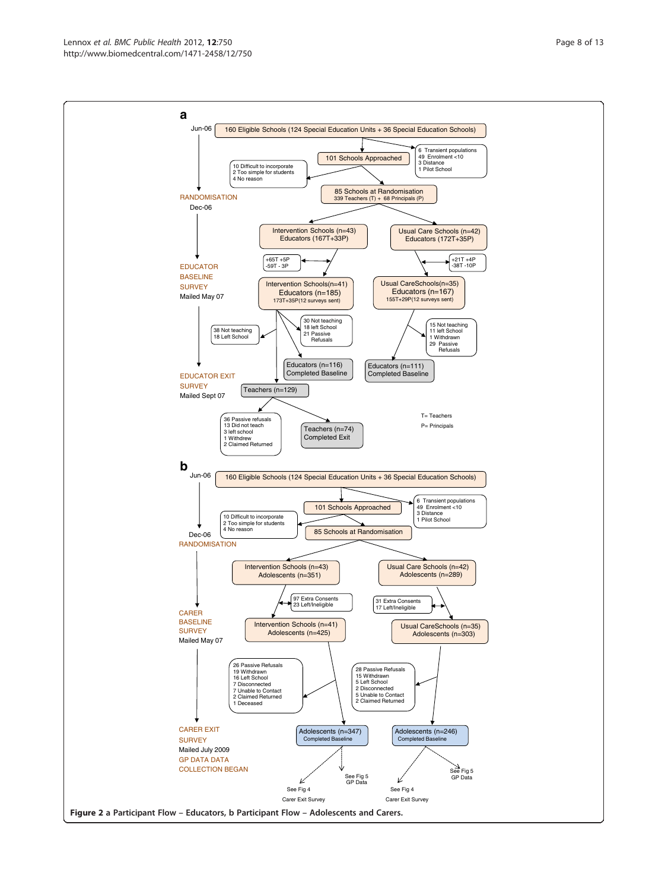**a**

Jun-06

160 Eligible Schools (124 Special Education Units + 36 Special Education Schools)

- 6 Transient populations
- 49 Enrolment <10
- 3 Distance
- 1 Pilot School

101 Schools Approached

- 10 Difficult to incorporate
- 2 Too simple for students
- 4 No reason

RANDOMISATION

Dec-06

85 Schools at Randomisation
339 Teachers (T) + 68 Principals (P)

Intervention Schools (n=43)
Educators (167T+33P)

Usual Care Schools (n=42)
Educators (172T+35P)

+65T +5P
-59T - 3P

+21T +4P
-38T -10P

EDUCATOR BASELINE SURVEY
Mailed May 07

Intervention Schools(n=41)
Educators (n=185)
173T+35P(12 surveys sent)

Usual CareSchools(n=35)
Educators (n=167)
155T+29P(12 surveys sent)

- 38 Not teaching
- 18 Left School

- 30 Not teaching
- 18 left School
- 21 Passive Refusals

- 15 Not teaching
- 11 left School
- 1 Withdrawn
- 29 Passive Refusals

Educators (n=116)
Completed Baseline

Educators (n=111)
Completed Baseline

EDUCATOR EXIT SURVEY
Mailed Sept 07

Teachers (n=129)

- 36 Passive refusals
- 13 Did not teach
- 3 left school
- 1 Withdrew
- 2 Claimed Returned

Teachers (n=74)
Completed Exit

T= Teachers
P= Principals

**b**

Jun-06

160 Eligible Schools (124 Special Education Units + 36 Special Education Schools)

- 6 Transient populations
- 49 Enrolment <10
- 3 Distance
- 1 Pilot School

101 Schools Approached

- 10 Difficult to incorporate
- 2 Too simple for students
- 4 No reason

Dec-06
RANDOMISATION

85 Schools at Randomisation

Intervention Schools (n=43)
Adolescents (n=351)

Usual Care Schools (n=42)
Adolescents (n=289)

- 97 Extra Consents
- 23 Left/Ineligible

- 31 Extra Consents
- 17 Left/Ineligible

CARER BASELINE SURVEY
Mailed May 07

Intervention Schools (n=41)
Adolescents (n=425)

Usual CareSchools (n=35)
Adolescents (n=303)

- 26 Passive Refusals
- 19 Withdrawn
- 16 Left School
- 7 Disconnected
- 7 Unable to Contact
- 2 Claimed Returned
- 1 Deceased

- 28 Passive Refusals
- 15 Withdrawn
- 5 Left School
- 2 Disconnected
- 5 Unable to Contact
- 2 Claimed Returned

CARER EXIT SURVEY
Mailed July 2009
GP DATA DATA COLLECTION BEGAN

Adolescents (n=347)
Completed Baseline

Adolescents (n=246)
Completed Baseline

See Fig 4
Carer Exit Survey

See Fig 5
GP Data

See Fig 4
Carer Exit Survey

See Fig 5
GP Data

**Figure 2** a Participant Flow – Educators, b Participant Flow – Adolescents and Carers.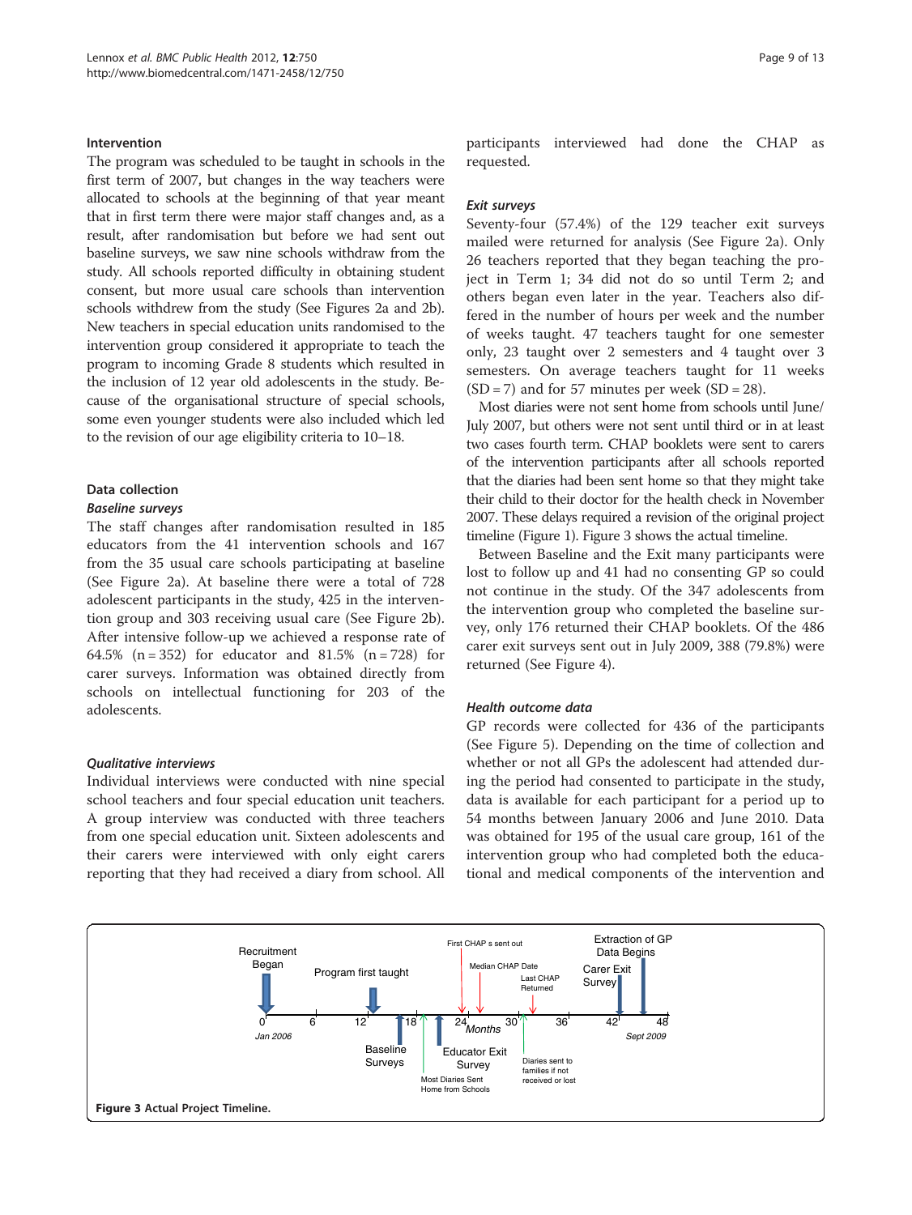### Intervention

The program was scheduled to be taught in schools in the first term of 2007, but changes in the way teachers were allocated to schools at the beginning of that year meant that in first term there were major staff changes and, as a result, after randomisation but before we had sent out baseline surveys, we saw nine schools withdraw from the study. All schools reported difficulty in obtaining student consent, but more usual care schools than intervention schools withdrew from the study (See Figures 2a and 2b). New teachers in special education units randomised to the intervention group considered it appropriate to teach the program to incoming Grade 8 students which resulted in the inclusion of 12 year old adolescents in the study. Because of the organisational structure of special schools, some even younger students were also included which led to the revision of our age eligibility criteria to 10–18.

### Data collection

#### *Baseline surveys*

The staff changes after randomisation resulted in 185 educators from the 41 intervention schools and 167 from the 35 usual care schools participating at baseline (See Figure 2a). At baseline there were a total of 728 adolescent participants in the study, 425 in the intervention group and 303 receiving usual care (See Figure 2b). After intensive follow-up we achieved a response rate of 64.5% (n = 352) for educator and 81.5% (n = 728) for carer surveys. Information was obtained directly from schools on intellectual functioning for 203 of the adolescents.

#### *Qualitative interviews*

Individual interviews were conducted with nine special school teachers and four special education unit teachers. A group interview was conducted with three teachers from one special education unit. Sixteen adolescents and their carers were interviewed with only eight carers reporting that they had received a diary from school. All participants interviewed had done the CHAP as requested.

#### *Exit surveys*

Seventy-four (57.4%) of the 129 teacher exit surveys mailed were returned for analysis (See Figure 2a). Only 26 teachers reported that they began teaching the project in Term 1; 34 did not do so until Term 2; and others began even later in the year. Teachers also differed in the number of hours per week and the number of weeks taught. 47 teachers taught for one semester only, 23 taught over 2 semesters and 4 taught over 3 semesters. On average teachers taught for 11 weeks (SD = 7) and for 57 minutes per week (SD = 28).

Most diaries were not sent home from schools until June/July 2007, but others were not sent until third or in at least two cases fourth term. CHAP booklets were sent to carers of the intervention participants after all schools reported that the diaries had been sent home so that they might take their child to their doctor for the health check in November 2007. These delays required a revision of the original project timeline (Figure 1). Figure 3 shows the actual timeline.

Between Baseline and the Exit many participants were lost to follow up and 41 had no consenting GP so could not continue in the study. Of the 347 adolescents from the intervention group who completed the baseline survey, only 176 returned their CHAP booklets. Of the 486 carer exit surveys sent out in July 2009, 388 (79.8%) were returned (See Figure 4).

#### *Health outcome data*

GP records were collected for 436 of the participants (See Figure 5). Depending on the time of collection and whether or not all GPs the adolescent had attended during the period had consented to participate in the study, data is available for each participant for a period up to 54 months between January 2006 and June 2010. Data was obtained for 195 of the usual care group, 161 of the intervention group who had completed both the educational and medical components of the intervention and

**Figure 3** Actual Project Timeline.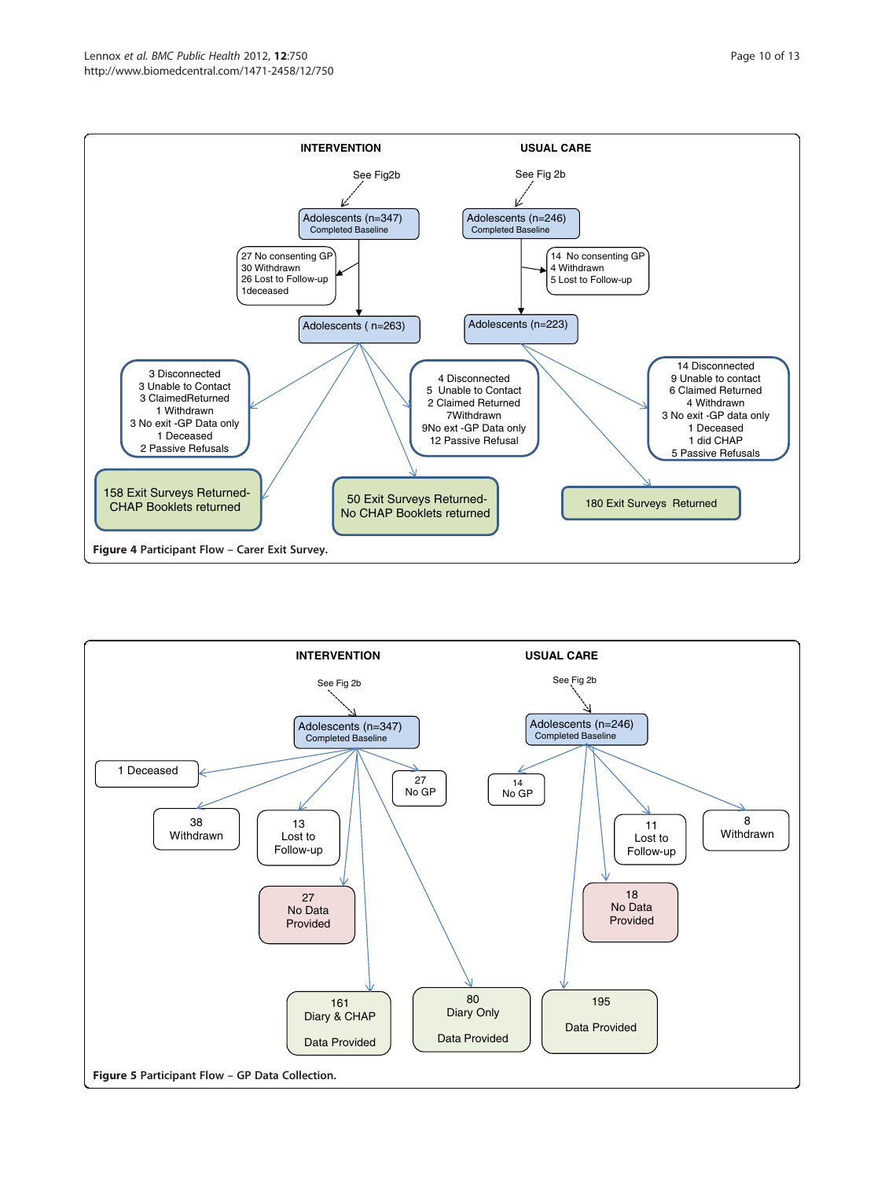**INTERVENTION** | **USUAL CARE**

See Fig2b → Adolescents (n=347) Completed Baseline
- 27 No consenting GP
- 30 Withdrawn
- 26 Lost to Follow-up
- 1deceased

→ Adolescents ( n=263)
- 3 Disconnected, 3 Unable to Contact, 3 ClaimedReturned, 1 Withdrawn, 3 No exit -GP Data only, 1 Deceased, 2 Passive Refusals
- 4 Disconnected, 5 Unable to Contact, 2 Claimed Returned, 7Withdrawn, 9No ext -GP Data only, 12 Passive Refusal
- 158 Exit Surveys Returned- CHAP Booklets returned
- 50 Exit Surveys Returned- No CHAP Booklets returned

See Fig 2b → Adolescents (n=246) Completed Baseline
- 14 No consenting GP
- 4 Withdrawn
- 5 Lost to Follow-up

→ Adolescents (n=223)
- 14 Disconnected, 9 Unable to contact, 6 Claimed Returned, 4 Withdrawn, 3 No exit -GP data only, 1 Deceased, 1 did CHAP, 5 Passive Refusals
- 180 Exit Surveys Returned

**Figure 4** Participant Flow – Carer Exit Survey.

**INTERVENTION** | **USUAL CARE**

See Fig 2b → Adolescents (n=347) Completed Baseline
- 1 Deceased
- 38 Withdrawn
- 13 Lost to Follow-up
- 27 No GP
- 27 No Data Provided
- 161 Diary & CHAP Data Provided
- 80 Diary Only Data Provided

See Fig 2b → Adolescents (n=246) Completed Baseline
- 14 No GP
- 11 Lost to Follow-up
- 8 Withdrawn
- 18 No Data Provided
- 195 Data Provided

**Figure 5** Participant Flow – GP Data Collection.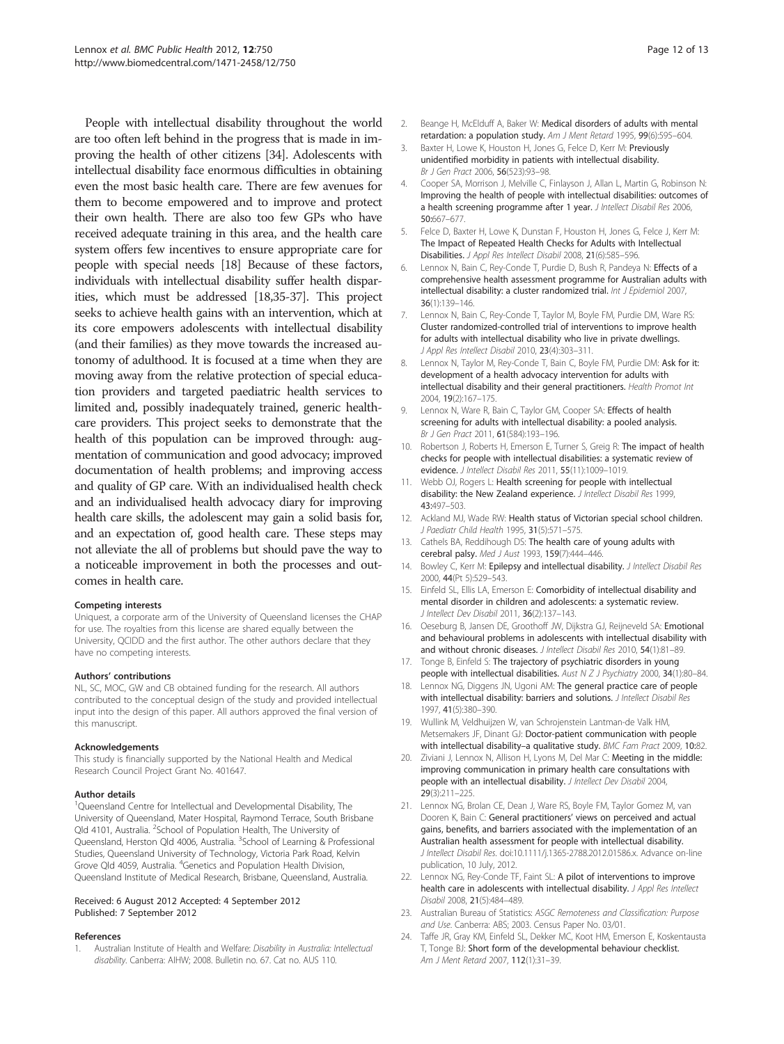People with intellectual disability throughout the world are too often left behind in the progress that is made in improving the health of other citizens [34]. Adolescents with intellectual disability face enormous difficulties in obtaining even the most basic health care. There are few avenues for them to become empowered and to improve and protect their own health. There are also too few GPs who have received adequate training in this area, and the health care system offers few incentives to ensure appropriate care for people with special needs [18] Because of these factors, individuals with intellectual disability suffer health disparities, which must be addressed [18,35-37]. This project seeks to achieve health gains with an intervention, which at its core empowers adolescents with intellectual disability (and their families) as they move towards the increased autonomy of adulthood. It is focused at a time when they are moving away from the relative protection of special education providers and targeted paediatric health services to limited and, possibly inadequately trained, generic healthcare providers. This project seeks to demonstrate that the health of this population can be improved through: augmentation of communication and good advocacy; improved documentation of health problems; and improving access and quality of GP care. With an individualised health check and an individualised health advocacy diary for improving health care skills, the adolescent may gain a solid basis for, and an expectation of, good health care. These steps may not alleviate the all of problems but should pave the way to a noticeable improvement in both the processes and outcomes in health care.

#### Competing interests

Uniquest, a corporate arm of the University of Queensland licenses the CHAP for use. The royalties from this license are shared equally between the University, QCIDD and the first author. The other authors declare that they have no competing interests.

#### Authors' contributions

NL, SC, MOC, GW and CB obtained funding for the research. All authors contributed to the conceptual design of the study and provided intellectual input into the design of this paper. All authors approved the final version of this manuscript.

#### Acknowledgements

This study is financially supported by the National Health and Medical Research Council Project Grant No. 401647.

#### Author details

[1]Queensland Centre for Intellectual and Developmental Disability, The University of Queensland, Mater Hospital, Raymond Terrace, South Brisbane Qld 4101, Australia. [2]School of Population Health, The University of Queensland, Herston Qld 4006, Australia. [3]School of Learning & Professional Studies, Queensland University of Technology, Victoria Park Road, Kelvin Grove Qld 4059, Australia. [4]Genetics and Population Health Division, Queensland Institute of Medical Research, Brisbane, Queensland, Australia.

Received: 6 August 2012 Accepted: 4 September 2012
Published: 7 September 2012

#### References

1. Australian Institute of Health and Welfare: *Disability in Australia: Intellectual disability*. Canberra: AIHW; 2008. Bulletin no. 67. Cat no. AUS 110.
2. Beange H, McElduff A, Baker W: **Medical disorders of adults with mental retardation: a population study.** *Am J Ment Retard* 1995, **99**(6):595–604.
3. Baxter H, Lowe K, Houston H, Jones G, Felce D, Kerr M: **Previously unidentified morbidity in patients with intellectual disability.** *Br J Gen Pract* 2006, **56**(523):93–98.
4. Cooper SA, Morrison J, Melville C, Finlayson J, Allan L, Martin G, Robinson N: **Improving the health of people with intellectual disabilities: outcomes of a health screening programme after 1 year.** *J Intellect Disabil Res* 2006, **50**:667–677.
5. Felce D, Baxter H, Lowe K, Dunstan F, Houston H, Jones G, Felce J, Kerr M: **The Impact of Repeated Health Checks for Adults with Intellectual Disabilities.** *J Appl Res Intellect Disabil* 2008, **21**(6):585–596.
6. Lennox N, Bain C, Rey-Conde T, Purdie D, Bush R, Pandeya N: **Effects of a comprehensive health assessment programme for Australian adults with intellectual disability: a cluster randomized trial.** *Int J Epidemiol* 2007, **36**(1):139–146.
7. Lennox N, Bain C, Rey-Conde T, Taylor M, Boyle FM, Purdie DM, Ware RS: **Cluster randomized-controlled trial of interventions to improve health for adults with intellectual disability who live in private dwellings.** *J Appl Res Intellect Disabil* 2010, **23**(4):303–311.
8. Lennox N, Taylor M, Rey-Conde T, Bain C, Boyle FM, Purdie DM: **Ask for it: development of a health advocacy intervention for adults with intellectual disability and their general practitioners.** *Health Promot Int* 2004, **19**(2):167–175.
9. Lennox N, Ware R, Bain C, Taylor GM, Cooper SA: **Effects of health screening for adults with intellectual disability: a pooled analysis.** *Br J Gen Pract* 2011, **61**(584):193–196.
10. Robertson J, Roberts H, Emerson E, Turner S, Greig R: **The impact of health checks for people with intellectual disabilities: a systematic review of evidence.** *J Intellect Disabil Res* 2011, **55**(11):1009–1019.
11. Webb OJ, Rogers L: **Health screening for people with intellectual disability: the New Zealand experience.** *J Intellect Disabil Res* 1999, **43**:497–503.
12. Ackland MJ, Wade RW: **Health status of Victorian special school children.** *J Paediatr Child Health* 1995, **31**(5):571–575.
13. Cathels BA, Reddihough DS: **The health care of young adults with cerebral palsy.** *Med J Aust* 1993, **159**(7):444–446.
14. Bowley C, Kerr M: **Epilepsy and intellectual disability.** *J Intellect Disabil Res* 2000, **44**(Pt 5):529–543.
15. Einfeld SL, Ellis LA, Emerson E: **Comorbidity of intellectual disability and mental disorder in children and adolescents: a systematic review.** *J Intellect Dev Disabil* 2011, **36**(2):137–143.
16. Oeseburg B, Jansen DE, Groothoff JW, Dijkstra GJ, Reijneveld SA: **Emotional and behavioural problems in adolescents with intellectual disability with and without chronic diseases.** *J Intellect Disabil Res* 2010, **54**(1):81–89.
17. Tonge B, Einfeld S: **The trajectory of psychiatric disorders in young people with intellectual disabilities.** *Aust N Z J Psychiatry* 2000, **34**(1):80–84.
18. Lennox NG, Diggens JN, Ugoni AM: **The general practice care of people with intellectual disability: barriers and solutions.** *J Intellect Disabil Res* 1997, **41**(5):380–390.
19. Wullink M, Veldhuijzen W, van Schrojenstein Lantman-de Valk HM, Metsemakers JF, Dinant GJ: **Doctor-patient communication with people with intellectual disability–a qualitative study.** *BMC Fam Pract* 2009, **10**:82.
20. Ziviani J, Lennox N, Allison H, Lyons M, Del Mar C: **Meeting in the middle: improving communication in primary health care consultations with people with an intellectual disability.** *J Intellect Dev Disabil* 2004, **29**(3):211–225.
21. Lennox NG, Brolan CE, Dean J, Ware RS, Boyle FM, Taylor Gomez M, van Dooren K, Bain C: **General practitioners' views on perceived and actual gains, benefits, and barriers associated with the implementation of an Australian health assessment for people with intellectual disability.** *J Intellect Disabil Res*. doi:10.1111/j.1365-2788.2012.01586.x. Advance on-line publication, 10 July, 2012.
22. Lennox NG, Rey-Conde TF, Faint SL: **A pilot of interventions to improve health care in adolescents with intellectual disability.** *J Appl Res Intellect Disabil* 2008, **21**(5):484–489.
23. Australian Bureau of Statistics: *ASGC Remoteness and Classification: Purpose and Use*. Canberra: ABS; 2003. Census Paper No. 03/01.
24. Taffe JR, Gray KM, Einfeld SL, Dekker MC, Koot HM, Emerson E, Koskentausta T, Tonge BJ: **Short form of the developmental behaviour checklist.** *Am J Ment Retard* 2007, **112**(1):31–39.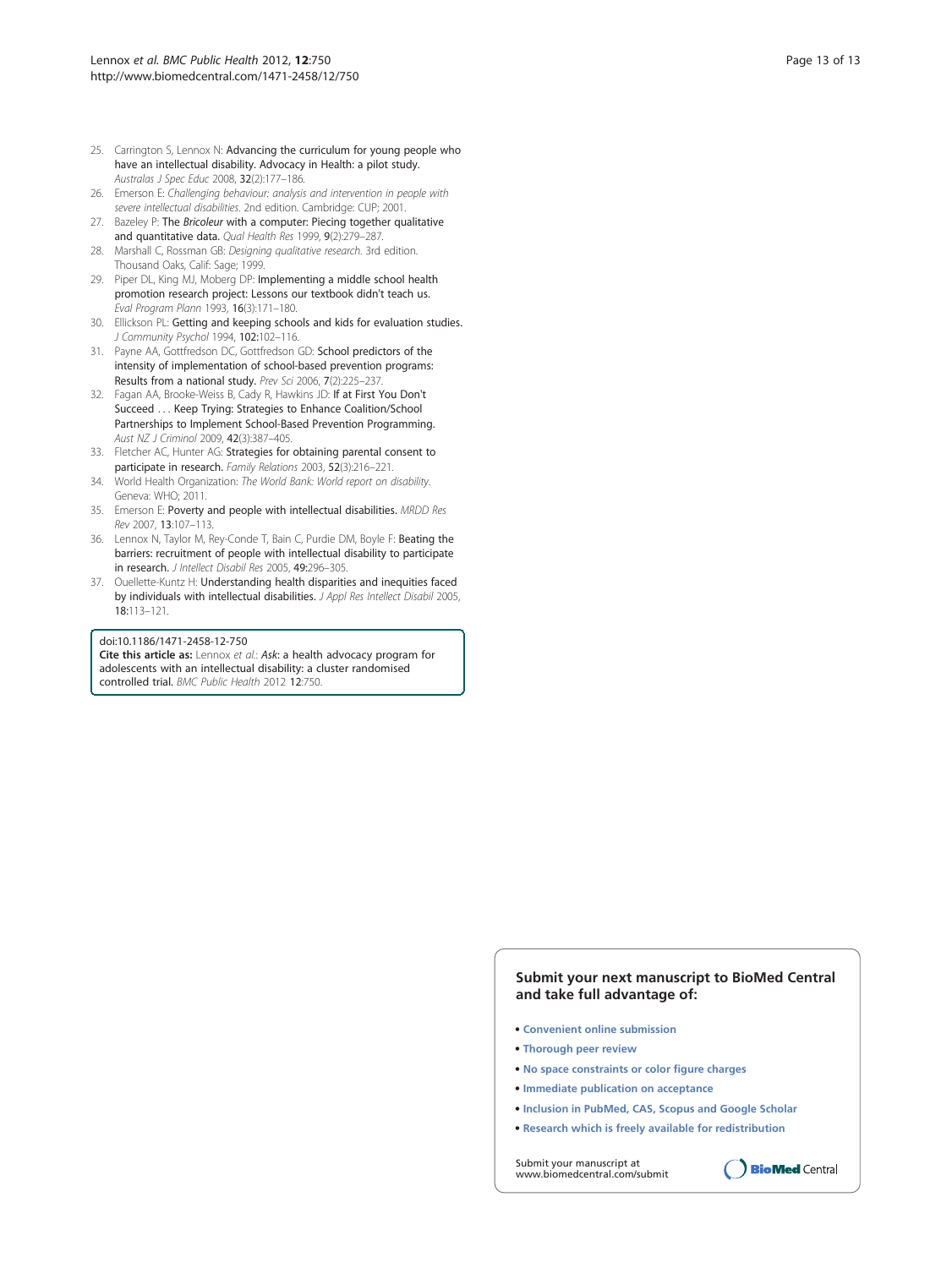25. Carrington S, Lennox N: Advancing the curriculum for young people who have an intellectual disability. Advocacy in Health: a pilot study. *Australas J Spec Educ* 2008, **32**(2):177–186.
26. Emerson E: *Challenging behaviour: analysis and intervention in people with severe intellectual disabilities*. 2nd edition. Cambridge: CUP; 2001.
27. Bazeley P: The *Bricoleur* with a computer: Piecing together qualitative and quantitative data. *Qual Health Res* 1999, **9**(2):279–287.
28. Marshall C, Rossman GB: *Designing qualitative research*. 3rd edition. Thousand Oaks, Calif: Sage; 1999.
29. Piper DL, King MJ, Moberg DP: Implementing a middle school health promotion research project: Lessons our textbook didn't teach us. *Eval Program Plann* 1993, **16**(3):171–180.
30. Ellickson PL: Getting and keeping schools and kids for evaluation studies. *J Community Psychol* 1994, **102**:102–116.
31. Payne AA, Gottfredson DC, Gottfredson GD: School predictors of the intensity of implementation of school-based prevention programs: Results from a national study. *Prev Sci* 2006, **7**(2):225–237.
32. Fagan AA, Brooke-Weiss B, Cady R, Hawkins JD: If at First You Don't Succeed . . . Keep Trying: Strategies to Enhance Coalition/School Partnerships to Implement School-Based Prevention Programming. *Aust NZ J Criminol* 2009, **42**(3):387–405.
33. Fletcher AC, Hunter AG: Strategies for obtaining parental consent to participate in research. *Family Relations* 2003, **52**(3):216–221.
34. World Health Organization: *The World Bank: World report on disability*. Geneva: WHO; 2011.
35. Emerson E: Poverty and people with intellectual disabilities. *MRDD Res Rev* 2007, **13**:107–113.
36. Lennox N, Taylor M, Rey-Conde T, Bain C, Purdie DM, Boyle F: Beating the barriers: recruitment of people with intellectual disability to participate in research. *J Intellect Disabil Res* 2005, **49**:296–305.
37. Ouellette-Kuntz H: Understanding health disparities and inequities faced by individuals with intellectual disabilities. *J Appl Res Intellect Disabil* 2005, **18**:113–121.

doi:10.1186/1471-2458-12-750

**Cite this article as:** Lennox *et al.*: *Ask*: a health advocacy program for adolescents with an intellectual disability: a cluster randomised controlled trial. *BMC Public Health* 2012 **12**:750.

**Submit your next manuscript to BioMed Central and take full advantage of:**

- **Convenient online submission**
- **Thorough peer review**
- **No space constraints or color figure charges**
- **Immediate publication on acceptance**
- **Inclusion in PubMed, CAS, Scopus and Google Scholar**
- **Research which is freely available for redistribution**

Submit your manuscript at
www.biomedcentral.com/submit

BioMed Central